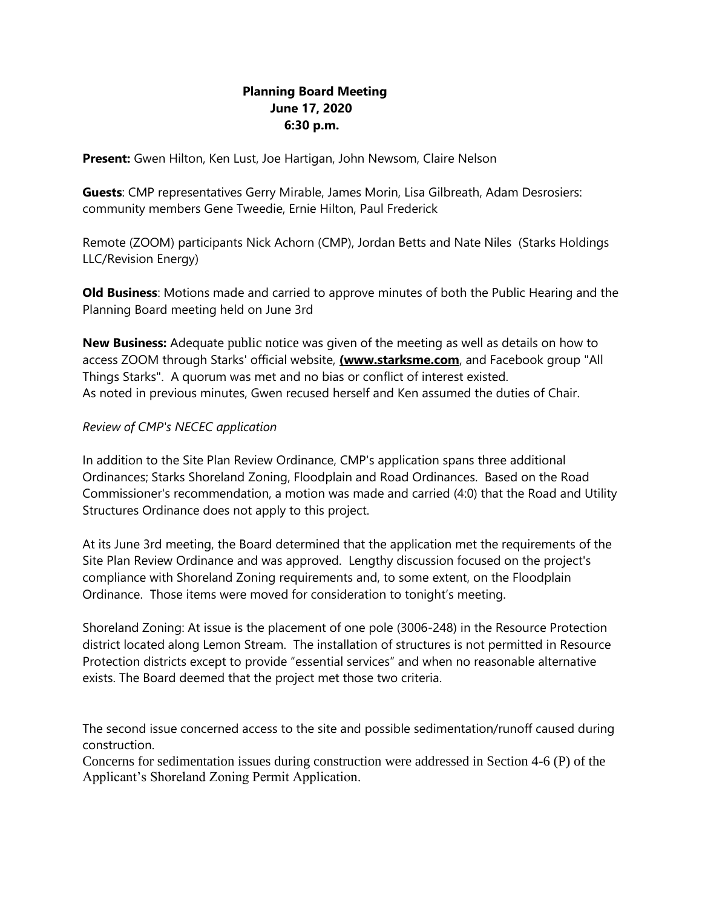**Planning Board Meeting**
**June 17, 2020**
**6:30 p.m.**

**Present:** Gwen Hilton, Ken Lust, Joe Hartigan, John Newsom, Claire Nelson

**Guests**: CMP representatives Gerry Mirable, James Morin, Lisa Gilbreath, Adam Desrosiers: community members Gene Tweedie, Ernie Hilton, Paul Frederick

Remote (ZOOM) participants Nick Achorn (CMP), Jordan Betts and Nate Niles (Starks Holdings LLC/Revision Energy)

**Old Business**: Motions made and carried to approve minutes of both the Public Hearing and the Planning Board meeting held on June 3rd

**New Business:** Adequate public notice was given of the meeting as well as details on how to access ZOOM through Starks' official website, **(www.starksme.com**, and Facebook group "All Things Starks". A quorum was met and no bias or conflict of interest existed.
As noted in previous minutes, Gwen recused herself and Ken assumed the duties of Chair.

*Review of CMP's NECEC application*

In addition to the Site Plan Review Ordinance, CMP's application spans three additional Ordinances; Starks Shoreland Zoning, Floodplain and Road Ordinances. Based on the Road Commissioner's recommendation, a motion was made and carried (4:0) that the Road and Utility Structures Ordinance does not apply to this project.

At its June 3rd meeting, the Board determined that the application met the requirements of the Site Plan Review Ordinance and was approved. Lengthy discussion focused on the project's compliance with Shoreland Zoning requirements and, to some extent, on the Floodplain Ordinance. Those items were moved for consideration to tonight's meeting.

Shoreland Zoning: At issue is the placement of one pole (3006-248) in the Resource Protection district located along Lemon Stream. The installation of structures is not permitted in Resource Protection districts except to provide "essential services" and when no reasonable alternative exists. The Board deemed that the project met those two criteria.

The second issue concerned access to the site and possible sedimentation/runoff caused during construction.
Concerns for sedimentation issues during construction were addressed in Section 4-6 (P) of the Applicant's Shoreland Zoning Permit Application.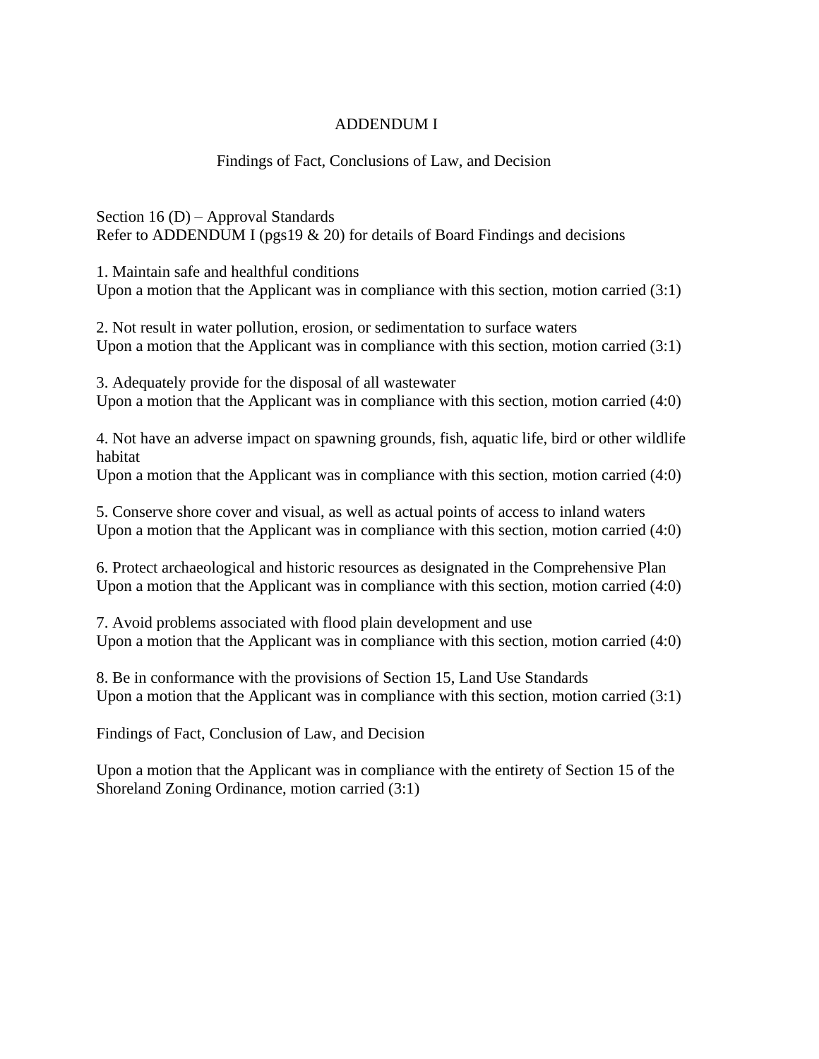# ADDENDUM I

## Findings of Fact, Conclusions of Law, and Decision

Section 16 (D) – Approval Standards
Refer to ADDENDUM I (pgs19 & 20) for details of Board Findings and decisions

1. Maintain safe and healthful conditions
Upon a motion that the Applicant was in compliance with this section, motion carried (3:1)

2. Not result in water pollution, erosion, or sedimentation to surface waters
Upon a motion that the Applicant was in compliance with this section, motion carried (3:1)

3. Adequately provide for the disposal of all wastewater
Upon a motion that the Applicant was in compliance with this section, motion carried (4:0)

4. Not have an adverse impact on spawning grounds, fish, aquatic life, bird or other wildlife habitat
Upon a motion that the Applicant was in compliance with this section, motion carried (4:0)

5. Conserve shore cover and visual, as well as actual points of access to inland waters
Upon a motion that the Applicant was in compliance with this section, motion carried (4:0)

6. Protect archaeological and historic resources as designated in the Comprehensive Plan
Upon a motion that the Applicant was in compliance with this section, motion carried (4:0)

7. Avoid problems associated with flood plain development and use
Upon a motion that the Applicant was in compliance with this section, motion carried (4:0)

8. Be in conformance with the provisions of Section 15, Land Use Standards
Upon a motion that the Applicant was in compliance with this section, motion carried (3:1)

Findings of Fact, Conclusion of Law, and Decision

Upon a motion that the Applicant was in compliance with the entirety of Section 15 of the Shoreland Zoning Ordinance, motion carried (3:1)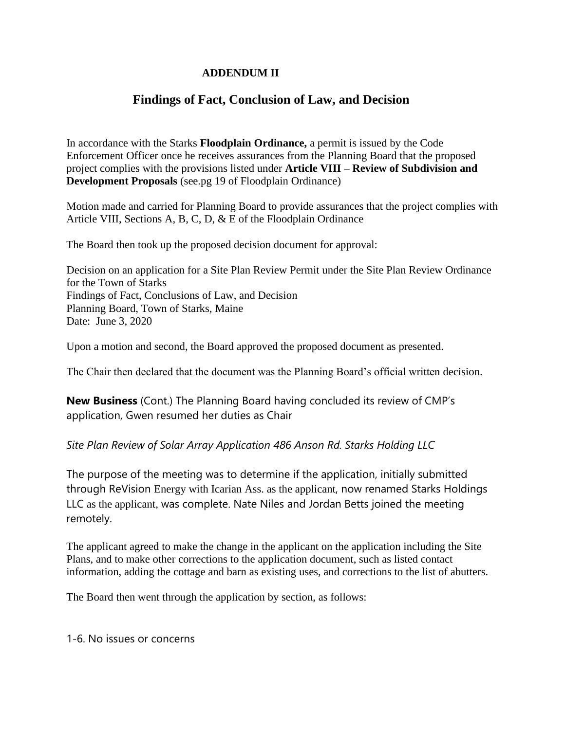**ADDENDUM II**

## Findings of Fact, Conclusion of Law, and Decision

In accordance with the Starks **Floodplain Ordinance,** a permit is issued by the Code Enforcement Officer once he receives assurances from the Planning Board that the proposed project complies with the provisions listed under **Article VIII – Review of Subdivision and Development Proposals** (see.pg 19 of Floodplain Ordinance)

Motion made and carried for Planning Board to provide assurances that the project complies with Article VIII, Sections A, B, C, D, & E of the Floodplain Ordinance

The Board then took up the proposed decision document for approval:

Decision on an application for a Site Plan Review Permit under the Site Plan Review Ordinance for the Town of Starks
Findings of Fact, Conclusions of Law, and Decision
Planning Board, Town of Starks, Maine
Date: June 3, 2020

Upon a motion and second, the Board approved the proposed document as presented.

The Chair then declared that the document was the Planning Board's official written decision.

**New Business** (Cont.) The Planning Board having concluded its review of CMP's application, Gwen resumed her duties as Chair

*Site Plan Review of Solar Array Application 486 Anson Rd. Starks Holding LLC*

The purpose of the meeting was to determine if the application, initially submitted through ReVision Energy with Icarian Ass. as the applicant, now renamed Starks Holdings LLC as the applicant, was complete. Nate Niles and Jordan Betts joined the meeting remotely.

The applicant agreed to make the change in the applicant on the application including the Site Plans, and to make other corrections to the application document, such as listed contact information, adding the cottage and barn as existing uses, and corrections to the list of abutters.

The Board then went through the application by section, as follows:

1-6. No issues or concerns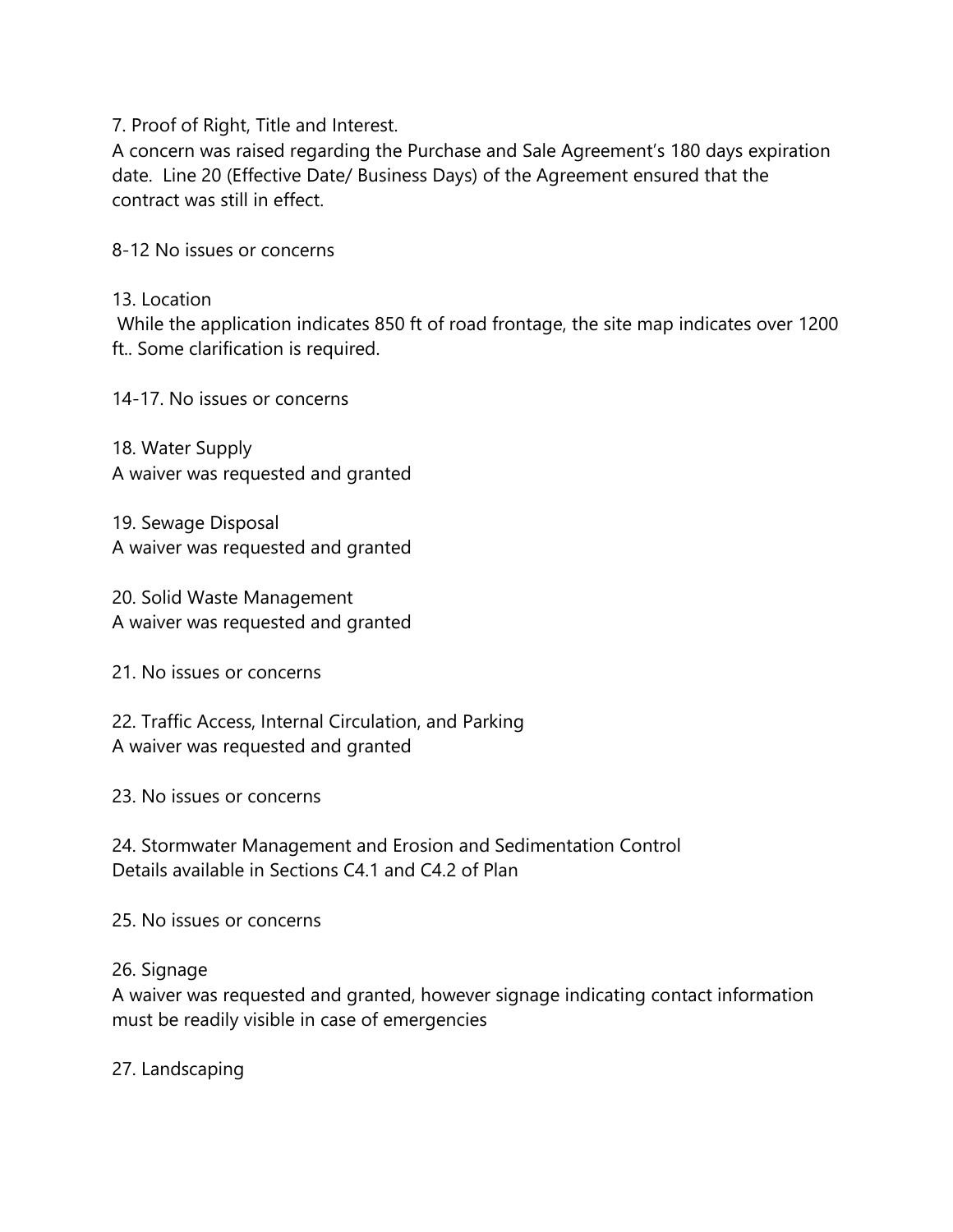7. Proof of Right, Title and Interest.
A concern was raised regarding the Purchase and Sale Agreement's 180 days expiration date. Line 20 (Effective Date/ Business Days) of the Agreement ensured that the contract was still in effect.

8-12 No issues or concerns

13. Location
While the application indicates 850 ft of road frontage, the site map indicates over 1200 ft.. Some clarification is required.

14-17. No issues or concerns

18. Water Supply
A waiver was requested and granted

19. Sewage Disposal
A waiver was requested and granted

20. Solid Waste Management
A waiver was requested and granted

21. No issues or concerns

22. Traffic Access, Internal Circulation, and Parking
A waiver was requested and granted

23. No issues or concerns

24. Stormwater Management and Erosion and Sedimentation Control
Details available in Sections C4.1 and C4.2 of Plan

25. No issues or concerns

26. Signage
A waiver was requested and granted, however signage indicating contact information must be readily visible in case of emergencies

27. Landscaping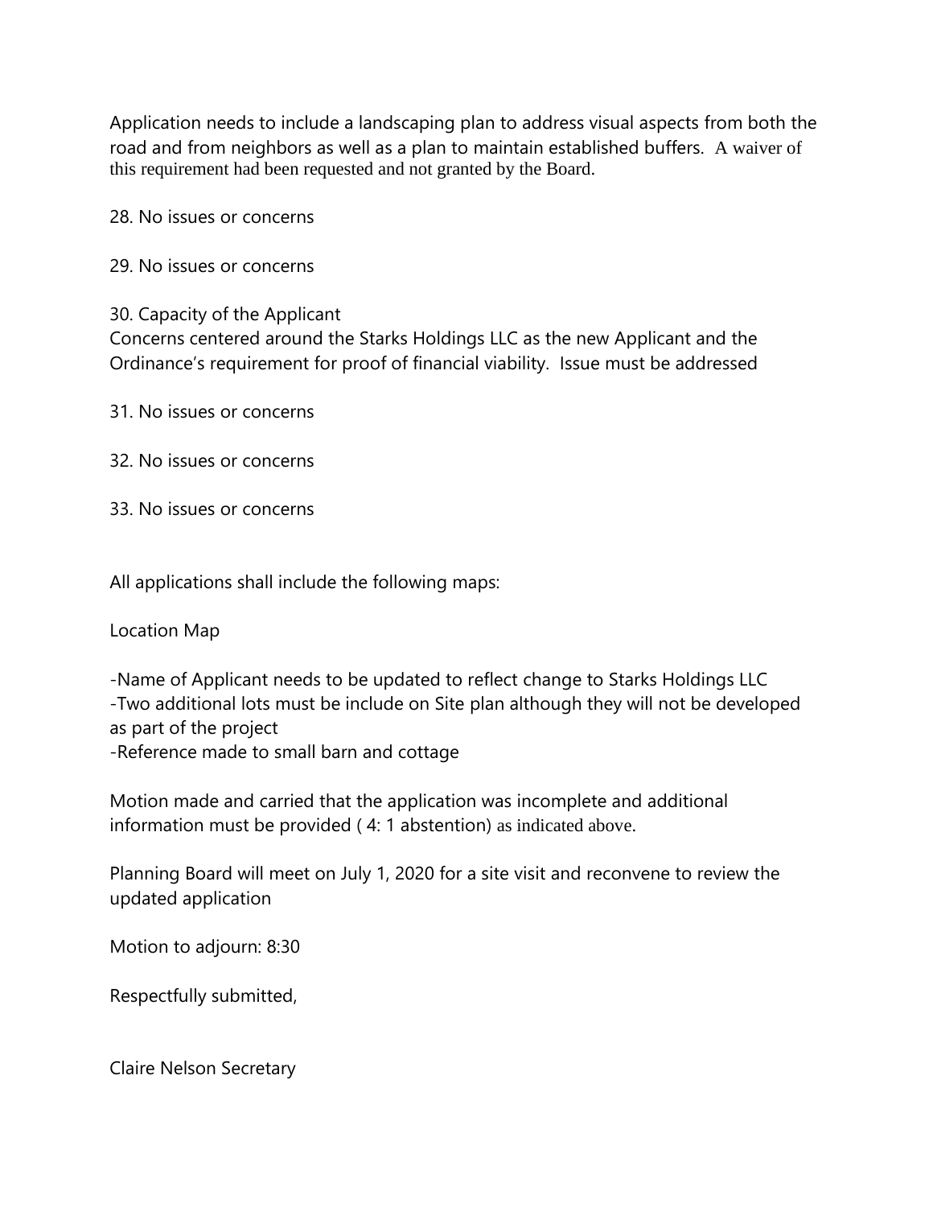Application needs to include a landscaping plan to address visual aspects from both the road and from neighbors as well as a plan to maintain established buffers. A waiver of this requirement had been requested and not granted by the Board.

28. No issues or concerns

29. No issues or concerns

30. Capacity of the Applicant
Concerns centered around the Starks Holdings LLC as the new Applicant and the Ordinance's requirement for proof of financial viability. Issue must be addressed

31. No issues or concerns

32. No issues or concerns

33. No issues or concerns

All applications shall include the following maps:

Location Map

-Name of Applicant needs to be updated to reflect change to Starks Holdings LLC
-Two additional lots must be include on Site plan although they will not be developed as part of the project
-Reference made to small barn and cottage

Motion made and carried that the application was incomplete and additional information must be provided ( 4: 1 abstention) as indicated above.

Planning Board will meet on July 1, 2020 for a site visit and reconvene to review the updated application

Motion to adjourn: 8:30

Respectfully submitted,

Claire Nelson Secretary